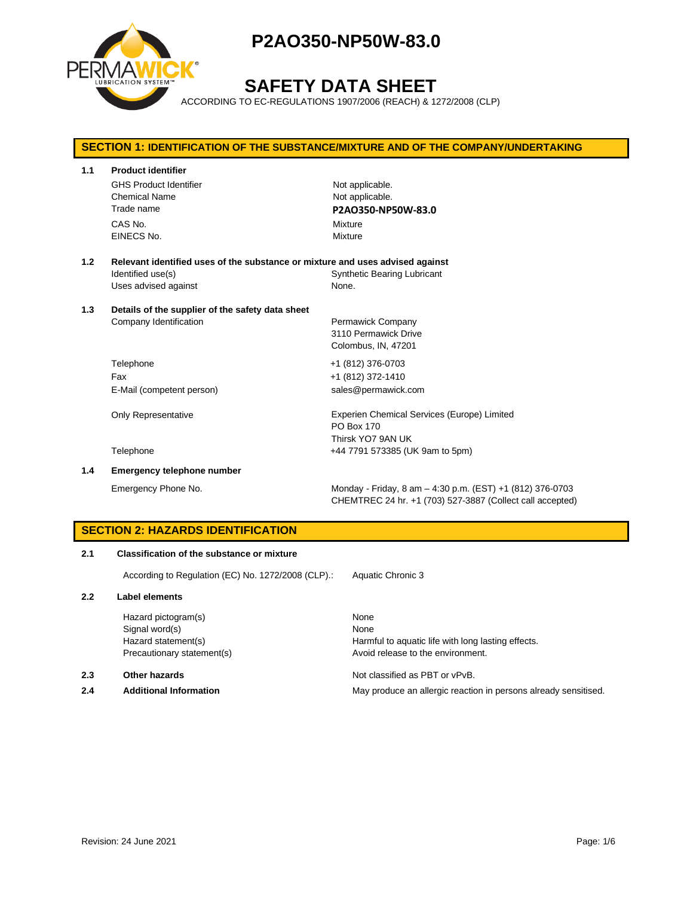# P2AO350-NP50W-83.0

# SAFETY DATA SHEET

ACCORDING TO EC-REGULATIONS 1907/2006 (REACH) & 1272/2008 (CLP)

## SECTION 1: IDENTIFICATION OF THE SUBSTANCE/MIXTURE AND OF THE COMPANY/UNDERTAKING

### 1.1 Product identifier

| | |
|---|---|
| GHS Product Identifier | Not applicable. |
| Chemical Name | Not applicable. |
| Trade name | **P2AO350-NP50W-83.0** |
| CAS No. | Mixture |
| EINECS No. | Mixture |

### 1.2 Relevant identified uses of the substance or mixture and uses advised against

| | |
|---|---|
| Identified use(s) | Synthetic Bearing Lubricant |
| Uses advised against | None. |

### 1.3 Details of the supplier of the safety data sheet

| | |
|---|---|
| Company Identification | Permawick Company<br>3110 Permawick Drive<br>Colombus, IN, 47201 |
| Telephone | +1 (812) 376-0703 |
| Fax | +1 (812) 372-1410 |
| E-Mail (competent person) | sales@permawick.com |
| Only Representative | Experien Chemical Services (Europe) Limited<br>PO Box 170<br>Thirsk YO7 9AN UK |
| Telephone | +44 7791 573385 (UK 9am to 5pm) |

### 1.4 Emergency telephone number

| | |
|---|---|
| Emergency Phone No. | Monday - Friday, 8 am – 4:30 p.m. (EST) +1 (812) 376-0703<br>CHEMTREC 24 hr. +1 (703) 527-3887 (Collect call accepted) |

## SECTION 2: HAZARDS IDENTIFICATION

### 2.1 Classification of the substance or mixture

| | |
|---|---|
| According to Regulation (EC) No. 1272/2008 (CLP).: | Aquatic Chronic 3 |

### 2.2 Label elements

| | |
|---|---|
| Hazard pictogram(s) | None |
| Signal word(s) | None |
| Hazard statement(s) | Harmful to aquatic life with long lasting effects. |
| Precautionary statement(s) | Avoid release to the environment. |

### 2.3 Other hazards

Not classified as PBT or vPvB.

### 2.4 Additional Information

May produce an allergic reaction in persons already sensitised.

Revision: 24 June 2021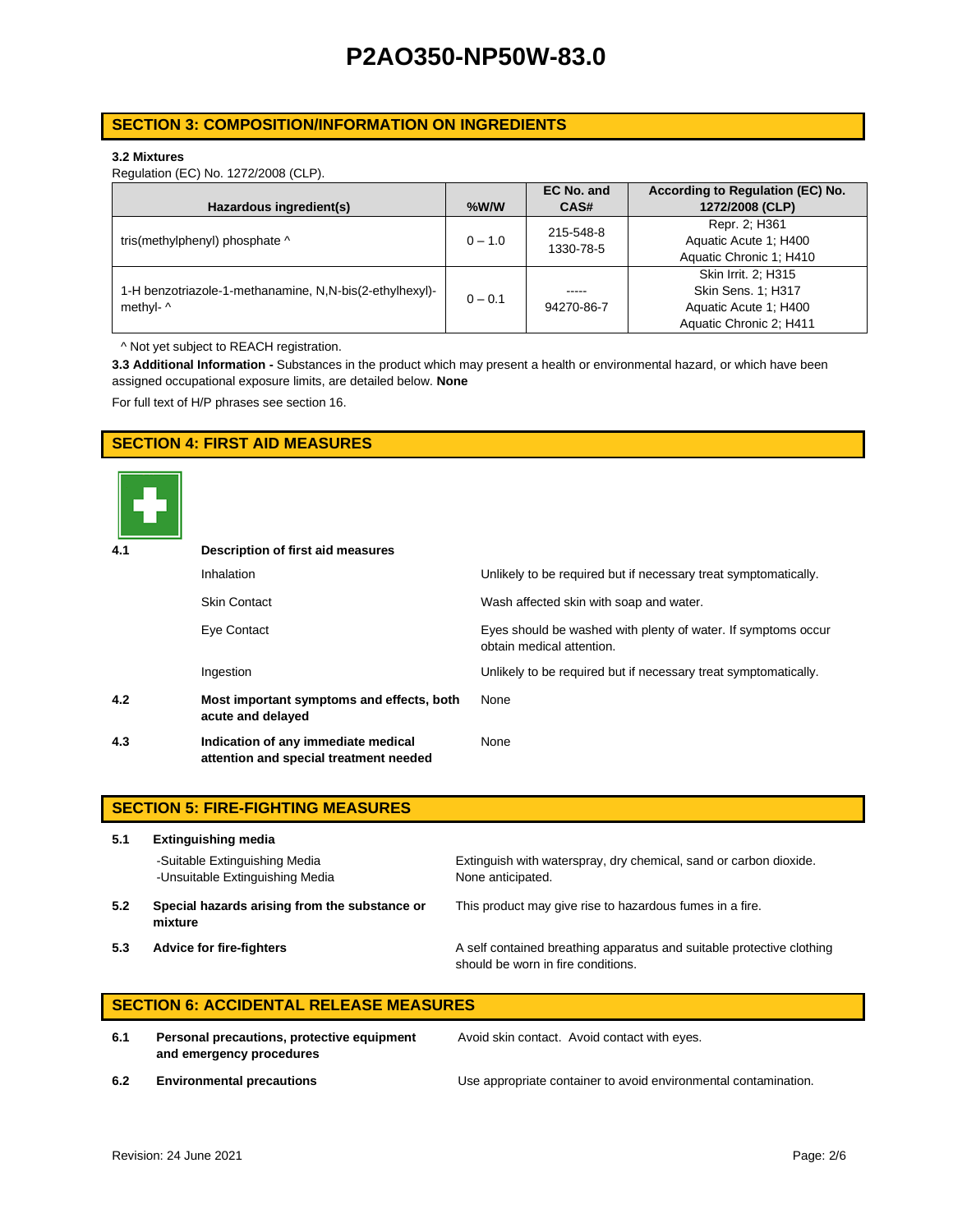## SECTION 3: COMPOSITION/INFORMATION ON INGREDIENTS

**3.2 Mixtures**

Regulation (EC) No. 1272/2008 (CLP).

| Hazardous ingredient(s) | %W/W | EC No. and CAS# | According to Regulation (EC) No. 1272/2008 (CLP) |
|---|---|---|---|
| tris(methylphenyl) phosphate ^ | 0 – 1.0 | 215-548-8<br>1330-78-5 | Repr. 2; H361<br>Aquatic Acute 1; H400<br>Aquatic Chronic 1; H410 |
| 1-H benzotriazole-1-methanamine, N,N-bis(2-ethylhexyl)-methyl- ^ | 0 – 0.1 | -----<br>94270-86-7 | Skin Irrit. 2; H315<br>Skin Sens. 1; H317<br>Aquatic Acute 1; H400<br>Aquatic Chronic 2; H411 |

^ Not yet subject to REACH registration.

**3.3 Additional Information -** Substances in the product which may present a health or environmental hazard, or which have been assigned occupational exposure limits, are detailed below. **None**

For full text of H/P phrases see section 16.

## SECTION 4: FIRST AID MEASURES

**4.1 Description of first aid measures**

- Inhalation: Unlikely to be required but if necessary treat symptomatically.
- Skin Contact: Wash affected skin with soap and water.
- Eye Contact: Eyes should be washed with plenty of water. If symptoms occur obtain medical attention.
- Ingestion: Unlikely to be required but if necessary treat symptomatically.

**4.2 Most important symptoms and effects, both acute and delayed**

None

**4.3 Indication of any immediate medical attention and special treatment needed**

None

## SECTION 5: FIRE-FIGHTING MEASURES

**5.1 Extinguishing media**

- -Suitable Extinguishing Media: Extinguish with waterspray, dry chemical, sand or carbon dioxide.
- -Unsuitable Extinguishing Media: None anticipated.

**5.2 Special hazards arising from the substance or mixture**

This product may give rise to hazardous fumes in a fire.

**5.3 Advice for fire-fighters**

A self contained breathing apparatus and suitable protective clothing should be worn in fire conditions.

## SECTION 6: ACCIDENTAL RELEASE MEASURES

**6.1 Personal precautions, protective equipment and emergency procedures**

Avoid skin contact. Avoid contact with eyes.

**6.2 Environmental precautions**

Use appropriate container to avoid environmental contamination.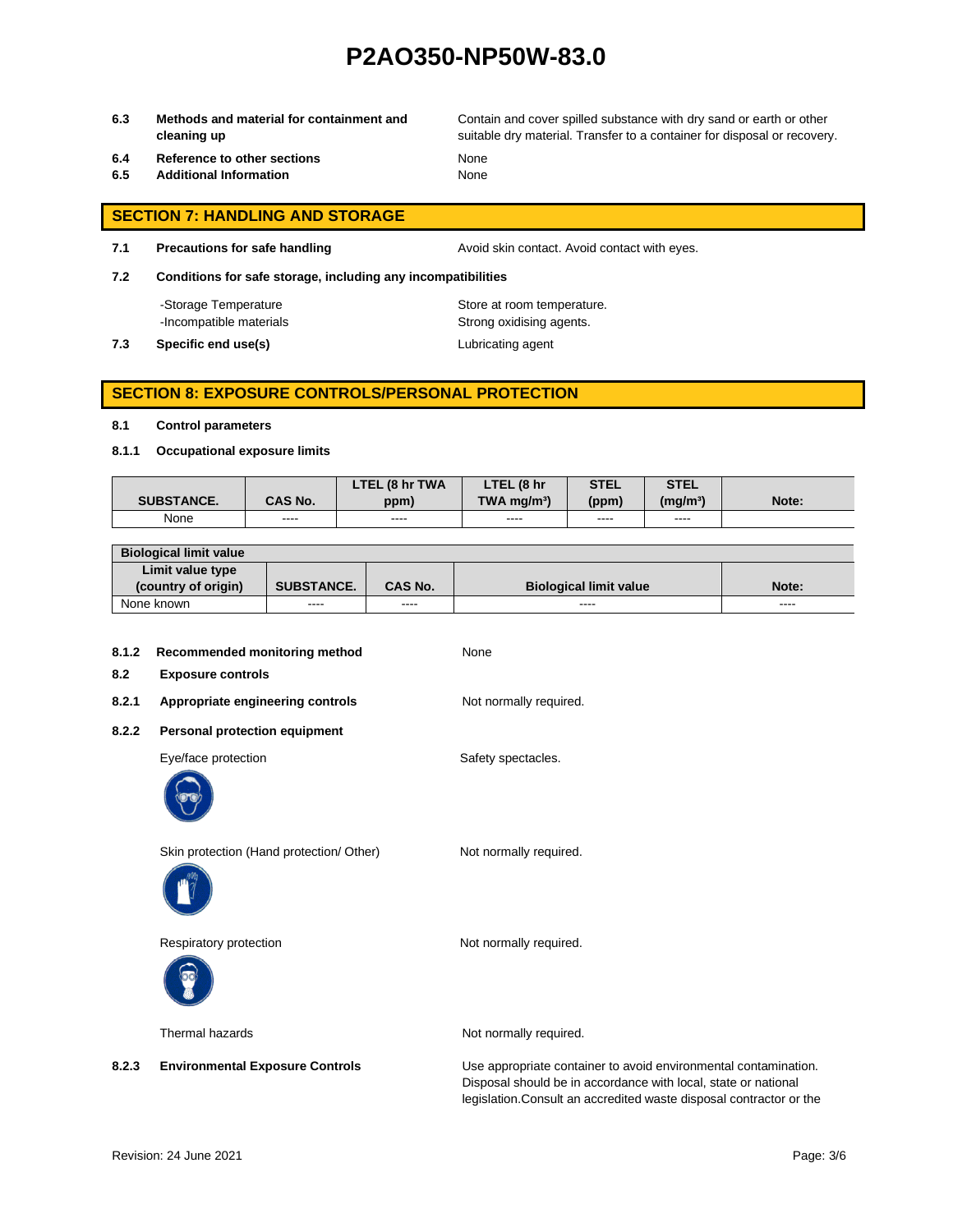| | | |
|---|---|---|
| **6.3** | **Methods and material for containment and cleaning up** | Contain and cover spilled substance with dry sand or earth or other suitable dry material. Transfer to a container for disposal or recovery. |
| **6.4** | **Reference to other sections** | None |
| **6.5** | **Additional Information** | None |

## SECTION 7: HANDLING AND STORAGE

**7.1 Precautions for safe handling** — Avoid skin contact. Avoid contact with eyes.

**7.2 Conditions for safe storage, including any incompatibilities**

- -Storage Temperature — Store at room temperature.
- -Incompatible materials — Strong oxidising agents.

**7.3 Specific end use(s)** — Lubricating agent

## SECTION 8: EXPOSURE CONTROLS/PERSONAL PROTECTION

**8.1 Control parameters**

**8.1.1 Occupational exposure limits**

| SUBSTANCE. | CAS No. | LTEL (8 hr TWA ppm) | LTEL (8 hr TWA mg/m³) | STEL (ppm) | STEL (mg/m³) | Note: |
|---|---|---|---|---|---|---|
| None | ---- | ---- | ---- | ---- | ---- | |

| Biological limit value | | | | |
|---|---|---|---|---|
| **Limit value type (country of origin)** | **SUBSTANCE.** | **CAS No.** | **Biological limit value** | **Note:** |
| None known | ---- | ---- | ---- | ---- |

**8.1.2 Recommended monitoring method** — None

**8.2 Exposure controls**

**8.2.1 Appropriate engineering controls** — Not normally required.

**8.2.2 Personal protection equipment**

Eye/face protection — Safety spectacles.

Skin protection (Hand protection/ Other) — Not normally required.

Respiratory protection — Not normally required.

Thermal hazards — Not normally required.

**8.2.3 Environmental Exposure Controls** — Use appropriate container to avoid environmental contamination. Disposal should be in accordance with local, state or national legislation.Consult an accredited waste disposal contractor or the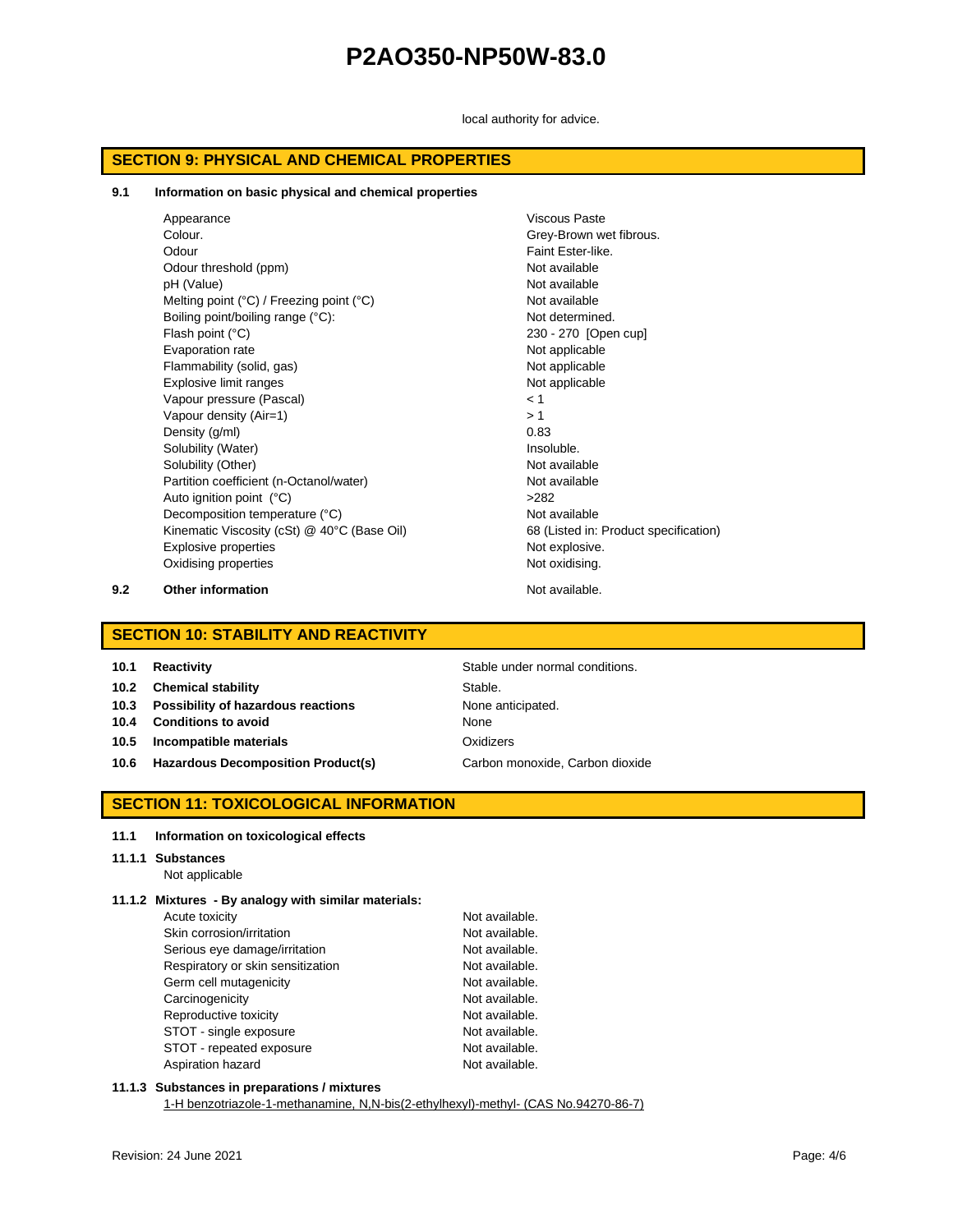local authority for advice.

## SECTION 9: PHYSICAL AND CHEMICAL PROPERTIES

**9.1 Information on basic physical and chemical properties**

| | |
|---|---|
| Appearance | Viscous Paste |
| Colour. | Grey-Brown wet fibrous. |
| Odour | Faint Ester-like. |
| Odour threshold (ppm) | Not available |
| pH (Value) | Not available |
| Melting point (°C) / Freezing point (°C) | Not available |
| Boiling point/boiling range (°C): | Not determined. |
| Flash point (°C) | 230 - 270 [Open cup] |
| Evaporation rate | Not applicable |
| Flammability (solid, gas) | Not applicable |
| Explosive limit ranges | Not applicable |
| Vapour pressure (Pascal) | < 1 |
| Vapour density (Air=1) | > 1 |
| Density (g/ml) | 0.83 |
| Solubility (Water) | Insoluble. |
| Solubility (Other) | Not available |
| Partition coefficient (n-Octanol/water) | Not available |
| Auto ignition point (°C) | >282 |
| Decomposition temperature (°C) | Not available |
| Kinematic Viscosity (cSt) @ 40°C (Base Oil) | 68 (Listed in: Product specification) |
| Explosive properties | Not explosive. |
| Oxidising properties | Not oxidising. |

**9.2 Other information** Not available.

## SECTION 10: STABILITY AND REACTIVITY

| | |
|---|---|
| **10.1 Reactivity** | Stable under normal conditions. |
| **10.2 Chemical stability** | Stable. |
| **10.3 Possibility of hazardous reactions** | None anticipated. |
| **10.4 Conditions to avoid** | None |
| **10.5 Incompatible materials** | Oxidizers |
| **10.6 Hazardous Decomposition Product(s)** | Carbon monoxide, Carbon dioxide |

## SECTION 11: TOXICOLOGICAL INFORMATION

**11.1 Information on toxicological effects**

**11.1.1 Substances**

Not applicable

**11.1.2 Mixtures - By analogy with similar materials:**

| | |
|---|---|
| Acute toxicity | Not available. |
| Skin corrosion/irritation | Not available. |
| Serious eye damage/irritation | Not available. |
| Respiratory or skin sensitization | Not available. |
| Germ cell mutagenicity | Not available. |
| Carcinogenicity | Not available. |
| Reproductive toxicity | Not available. |
| STOT - single exposure | Not available. |
| STOT - repeated exposure | Not available. |
| Aspiration hazard | Not available. |

**11.1.3 Substances in preparations / mixtures**

1-H benzotriazole-1-methanamine, N,N-bis(2-ethylhexyl)-methyl- (CAS No.94270-86-7)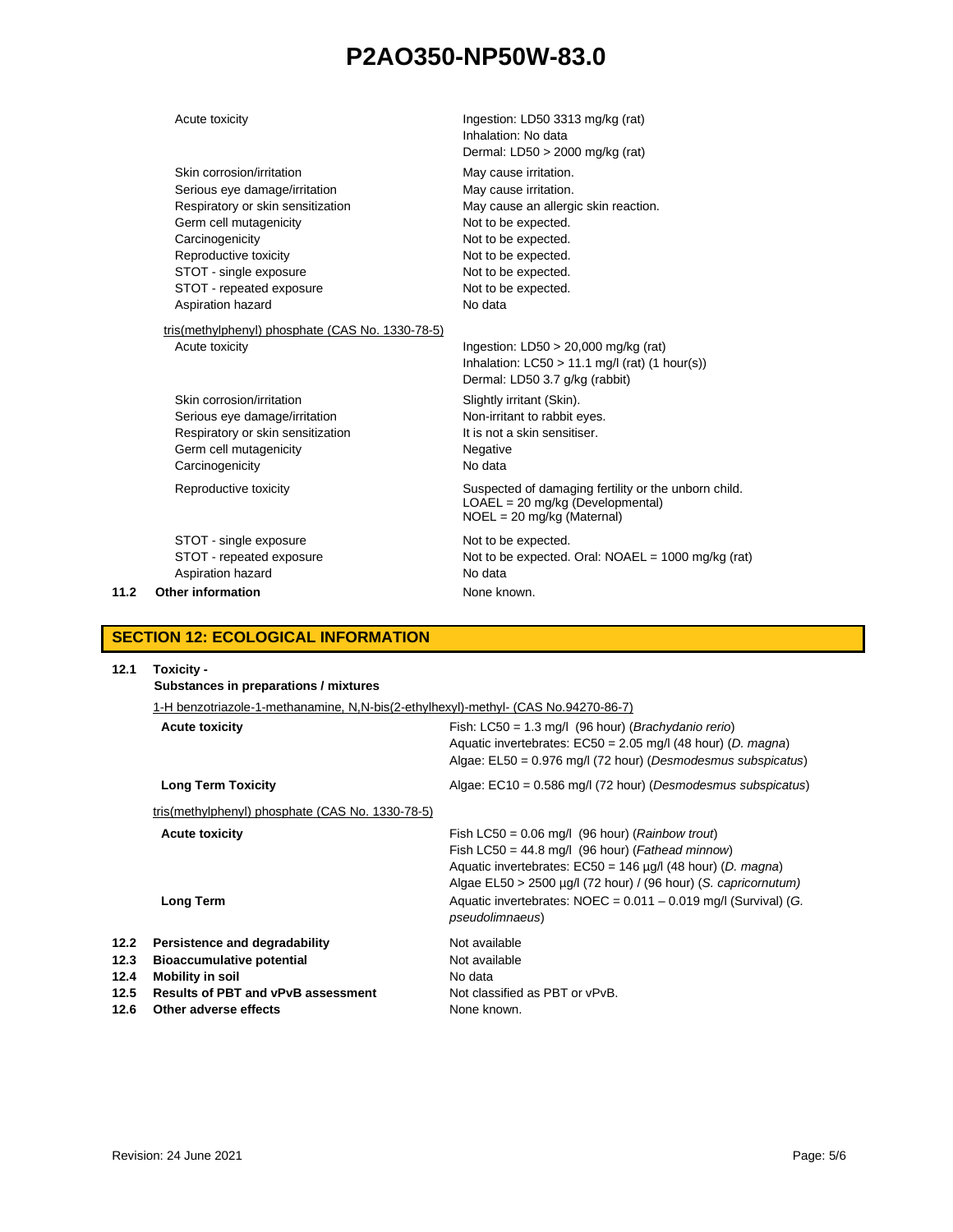| | |
|---|---|
| Acute toxicity | Ingestion: LD50 3313 mg/kg (rat)<br>Inhalation: No data<br>Dermal: LD50 > 2000 mg/kg (rat) |
| Skin corrosion/irritation | May cause irritation. |
| Serious eye damage/irritation | May cause irritation. |
| Respiratory or skin sensitization | May cause an allergic skin reaction. |
| Germ cell mutagenicity | Not to be expected. |
| Carcinogenicity | Not to be expected. |
| Reproductive toxicity | Not to be expected. |
| STOT - single exposure | Not to be expected. |
| STOT - repeated exposure | Not to be expected. |
| Aspiration hazard | No data |

tris(methylphenyl) phosphate (CAS No. 1330-78-5)

| | |
|---|---|
| Acute toxicity | Ingestion: LD50 > 20,000 mg/kg (rat)<br>Inhalation: LC50 > 11.1 mg/l (rat) (1 hour(s))<br>Dermal: LD50 3.7 g/kg (rabbit) |
| Skin corrosion/irritation | Slightly irritant (Skin). |
| Serious eye damage/irritation | Non-irritant to rabbit eyes. |
| Respiratory or skin sensitization | It is not a skin sensitiser. |
| Germ cell mutagenicity | Negative |
| Carcinogenicity | No data |
| Reproductive toxicity | Suspected of damaging fertility or the unborn child.<br>LOAEL = 20 mg/kg (Developmental)<br>NOEL = 20 mg/kg (Maternal) |
| STOT - single exposure | Not to be expected. |
| STOT - repeated exposure | Not to be expected. Oral: NOAEL = 1000 mg/kg (rat) |
| Aspiration hazard | No data |

**11.2 Other information** None known.

## SECTION 12: ECOLOGICAL INFORMATION

**12.1 Toxicity -**
**Substances in preparations / mixtures**

1-H benzotriazole-1-methanamine, N,N-bis(2-ethylhexyl)-methyl- (CAS No.94270-86-7)

| | |
|---|---|
| **Acute toxicity** | Fish: LC50 = 1.3 mg/l (96 hour) (*Brachydanio rerio*)<br>Aquatic invertebrates: EC50 = 2.05 mg/l (48 hour) (*D. magna*)<br>Algae: EL50 = 0.976 mg/l (72 hour) (*Desmodesmus subspicatus*) |
| **Long Term Toxicity** | Algae: EC10 = 0.586 mg/l (72 hour) (*Desmodesmus subspicatus*) |

tris(methylphenyl) phosphate (CAS No. 1330-78-5)

| | |
|---|---|
| **Acute toxicity** | Fish LC50 = 0.06 mg/l (96 hour) (*Rainbow trout*)<br>Fish LC50 = 44.8 mg/l (96 hour) (*Fathead minnow*)<br>Aquatic invertebrates: EC50 = 146 µg/l (48 hour) (*D. magna*)<br>Algae EL50 > 2500 µg/l (72 hour) / (96 hour) (*S. capricornutum)* |
| **Long Term** | Aquatic invertebrates: NOEC = 0.011 – 0.019 mg/l (Survival) (*G. pseudolimnaeus*) |

| | | |
|---|---|---|
| **12.2** | **Persistence and degradability** | Not available |
| **12.3** | **Bioaccumulative potential** | Not available |
| **12.4** | **Mobility in soil** | No data |
| **12.5** | **Results of PBT and vPvB assessment** | Not classified as PBT or vPvB. |
| **12.6** | **Other adverse effects** | None known. |

Revision: 24 June 2021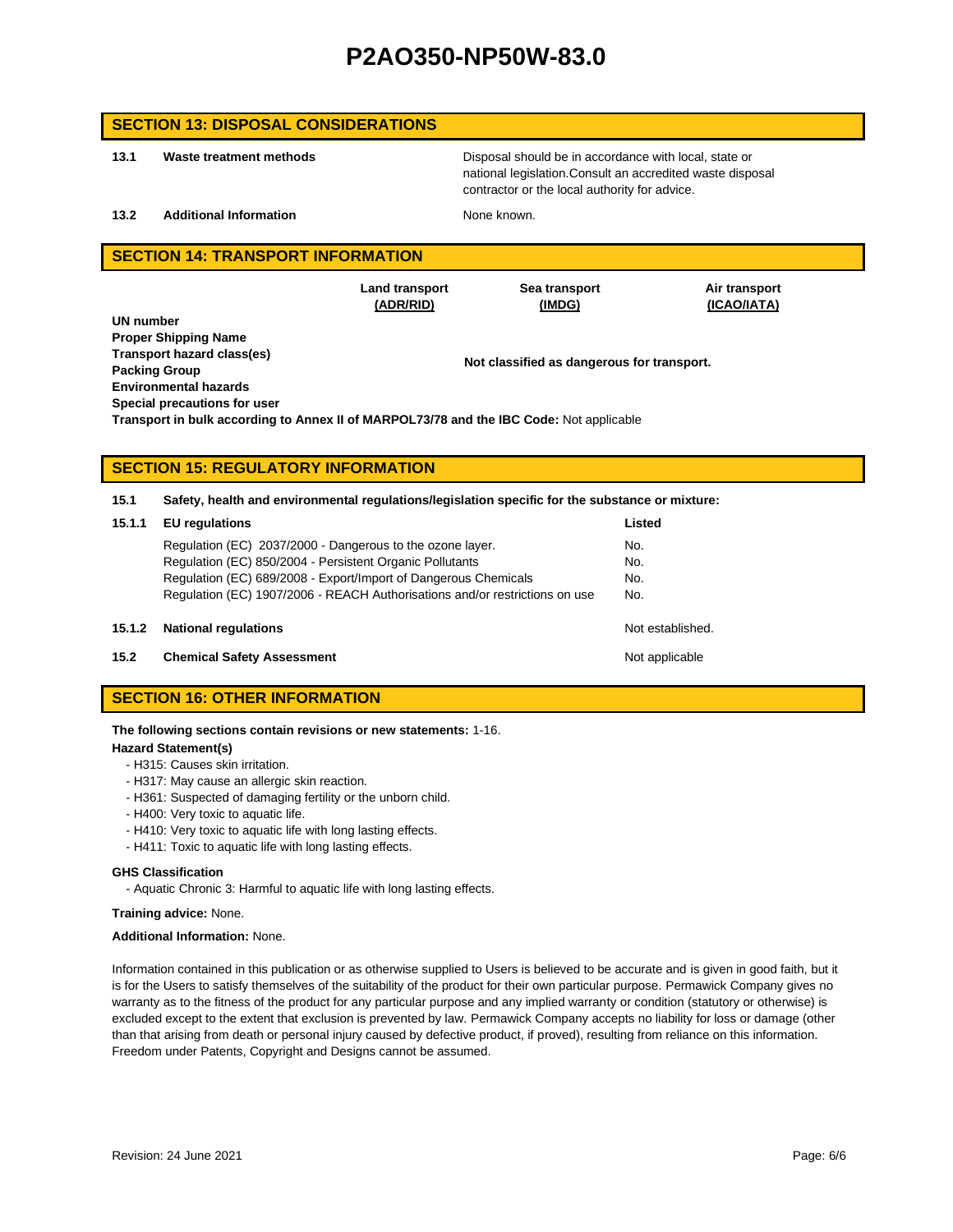## SECTION 13: DISPOSAL CONSIDERATIONS

| | | |
|---|---|---|
| **13.1** | **Waste treatment methods** | Disposal should be in accordance with local, state or national legislation.Consult an accredited waste disposal contractor or the local authority for advice. |
| **13.2** | **Additional Information** | None known. |

## SECTION 14: TRANSPORT INFORMATION

| | Land transport (ADR/RID) | Sea transport (IMDG) | Air transport (ICAO/IATA) |
|---|---|---|---|
| **UN number** | | | |
| **Proper Shipping Name** | | | |
| **Transport hazard class(es)** | | Not classified as dangerous for transport. | |
| **Packing Group** | | | |
| **Environmental hazards** | | | |
| **Special precautions for user** | | | |

**Transport in bulk according to Annex II of MARPOL73/78 and the IBC Code:** Not applicable

## SECTION 15: REGULATORY INFORMATION

**15.1 Safety, health and environmental regulations/legislation specific for the substance or mixture:**

| | **15.1.1 EU regulations** | **Listed** |
|---|---|---|
| | Regulation (EC) 2037/2000 - Dangerous to the ozone layer. | No. |
| | Regulation (EC) 850/2004 - Persistent Organic Pollutants | No. |
| | Regulation (EC) 689/2008 - Export/Import of Dangerous Chemicals | No. |
| | Regulation (EC) 1907/2006 - REACH Authorisations and/or restrictions on use | No. |

**15.1.2 National regulations** — Not established.

**15.2 Chemical Safety Assessment** — Not applicable

## SECTION 16: OTHER INFORMATION

**The following sections contain revisions or new statements:** 1-16.

**Hazard Statement(s)**

- H315: Causes skin irritation.
- H317: May cause an allergic skin reaction.
- H361: Suspected of damaging fertility or the unborn child.
- H400: Very toxic to aquatic life.
- H410: Very toxic to aquatic life with long lasting effects.
- H411: Toxic to aquatic life with long lasting effects.

**GHS Classification**

- Aquatic Chronic 3: Harmful to aquatic life with long lasting effects.

**Training advice:** None.

**Additional Information:** None.

Information contained in this publication or as otherwise supplied to Users is believed to be accurate and is given in good faith, but it is for the Users to satisfy themselves of the suitability of the product for their own particular purpose. Permawick Company gives no warranty as to the fitness of the product for any particular purpose and any implied warranty or condition (statutory or otherwise) is excluded except to the extent that exclusion is prevented by law. Permawick Company accepts no liability for loss or damage (other than that arising from death or personal injury caused by defective product, if proved), resulting from reliance on this information. Freedom under Patents, Copyright and Designs cannot be assumed.

Revision: 24 June 2021